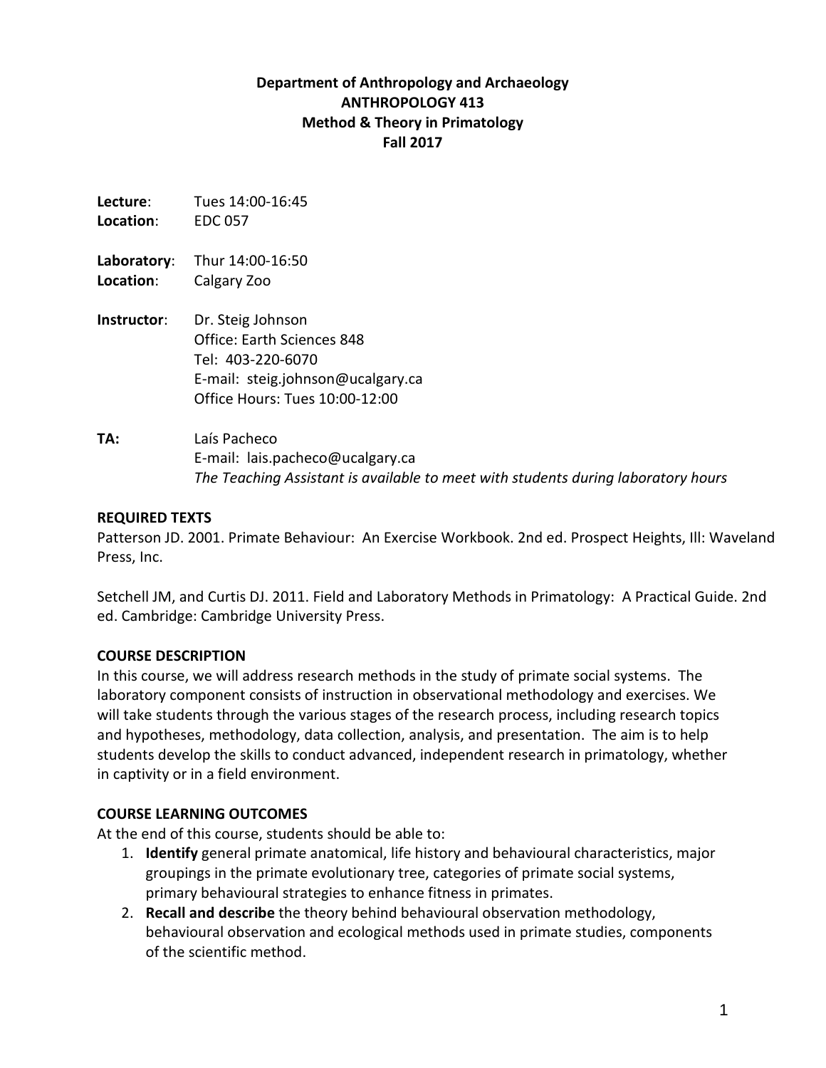**Department of Anthropology and Archaeology**
**ANTHROPOLOGY 413**
**Method & Theory in Primatology**
**Fall 2017**

**Lecture**: Tues 14:00-16:45
**Location**: EDC 057

**Laboratory**: Thur 14:00-16:50
**Location**: Calgary Zoo

**Instructor**: Dr. Steig Johnson
Office: Earth Sciences 848
Tel: 403-220-6070
E-mail: steig.johnson@ucalgary.ca
Office Hours: Tues 10:00-12:00

**TA:** Laís Pacheco
E-mail: lais.pacheco@ucalgary.ca
*The Teaching Assistant is available to meet with students during laboratory hours*

## REQUIRED TEXTS

Patterson JD. 2001. Primate Behaviour: An Exercise Workbook. 2nd ed. Prospect Heights, Ill: Waveland Press, Inc.

Setchell JM, and Curtis DJ. 2011. Field and Laboratory Methods in Primatology: A Practical Guide. 2nd ed. Cambridge: Cambridge University Press.

## COURSE DESCRIPTION

In this course, we will address research methods in the study of primate social systems. The laboratory component consists of instruction in observational methodology and exercises. We will take students through the various stages of the research process, including research topics and hypotheses, methodology, data collection, analysis, and presentation. The aim is to help students develop the skills to conduct advanced, independent research in primatology, whether in captivity or in a field environment.

## COURSE LEARNING OUTCOMES

At the end of this course, students should be able to:

1. **Identify** general primate anatomical, life history and behavioural characteristics, major groupings in the primate evolutionary tree, categories of primate social systems, primary behavioural strategies to enhance fitness in primates.
2. **Recall and describe** the theory behind behavioural observation methodology, behavioural observation and ecological methods used in primate studies, components of the scientific method.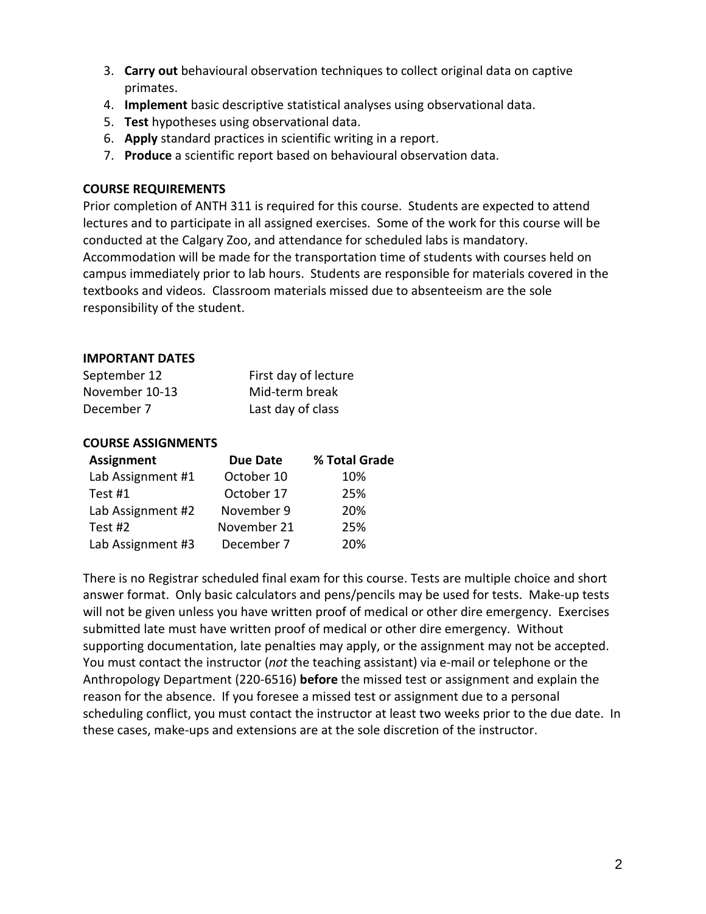3. **Carry out** behavioural observation techniques to collect original data on captive primates.
4. **Implement** basic descriptive statistical analyses using observational data.
5. **Test** hypotheses using observational data.
6. **Apply** standard practices in scientific writing in a report.
7. **Produce** a scientific report based on behavioural observation data.

### COURSE REQUIREMENTS

Prior completion of ANTH 311 is required for this course. Students are expected to attend lectures and to participate in all assigned exercises. Some of the work for this course will be conducted at the Calgary Zoo, and attendance for scheduled labs is mandatory. Accommodation will be made for the transportation time of students with courses held on campus immediately prior to lab hours. Students are responsible for materials covered in the textbooks and videos. Classroom materials missed due to absenteeism are the sole responsibility of the student.

### IMPORTANT DATES

| | |
|---|---|
| September 12 | First day of lecture |
| November 10-13 | Mid-term break |
| December 7 | Last day of class |

### COURSE ASSIGNMENTS

| Assignment | Due Date | % Total Grade |
|---|---|---|
| Lab Assignment #1 | October 10 | 10% |
| Test #1 | October 17 | 25% |
| Lab Assignment #2 | November 9 | 20% |
| Test #2 | November 21 | 25% |
| Lab Assignment #3 | December 7 | 20% |

There is no Registrar scheduled final exam for this course. Tests are multiple choice and short answer format. Only basic calculators and pens/pencils may be used for tests. Make-up tests will not be given unless you have written proof of medical or other dire emergency. Exercises submitted late must have written proof of medical or other dire emergency. Without supporting documentation, late penalties may apply, or the assignment may not be accepted. You must contact the instructor (*not* the teaching assistant) via e-mail or telephone or the Anthropology Department (220-6516) **before** the missed test or assignment and explain the reason for the absence. If you foresee a missed test or assignment due to a personal scheduling conflict, you must contact the instructor at least two weeks prior to the due date. In these cases, make-ups and extensions are at the sole discretion of the instructor.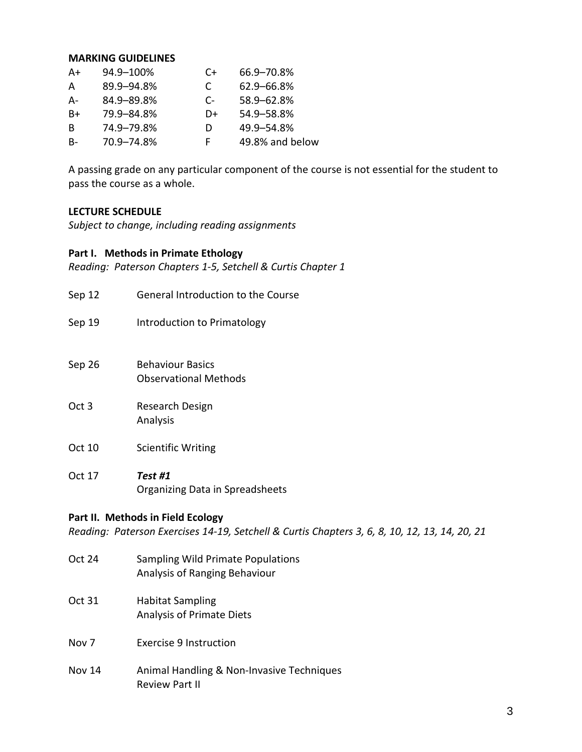**MARKING GUIDELINES**

| | | | |
|---|---|---|---|
| A+ | 94.9–100% | C+ | 66.9–70.8% |
| A | 89.9–94.8% | C | 62.9–66.8% |
| A- | 84.9–89.8% | C- | 58.9–62.8% |
| B+ | 79.9–84.8% | D+ | 54.9–58.8% |
| B | 74.9–79.8% | D | 49.9–54.8% |
| B- | 70.9–74.8% | F | 49.8% and below |

A passing grade on any particular component of the course is not essential for the student to pass the course as a whole.

**LECTURE SCHEDULE**

*Subject to change, including reading assignments*

**Part I. Methods in Primate Ethology**

*Reading: Paterson Chapters 1-5, Setchell & Curtis Chapter 1*

| | |
|---|---|
| Sep 12 | General Introduction to the Course |
| Sep 19 | Introduction to Primatology |
| Sep 26 | Behaviour Basics<br>Observational Methods |
| Oct 3 | Research Design<br>Analysis |
| Oct 10 | Scientific Writing |
| Oct 17 | ***Test #1***<br>Organizing Data in Spreadsheets |

**Part II. Methods in Field Ecology**

*Reading: Paterson Exercises 14-19, Setchell & Curtis Chapters 3, 6, 8, 10, 12, 13, 14, 20, 21*

| | |
|---|---|
| Oct 24 | Sampling Wild Primate Populations<br>Analysis of Ranging Behaviour |
| Oct 31 | Habitat Sampling<br>Analysis of Primate Diets |
| Nov 7 | Exercise 9 Instruction |
| Nov 14 | Animal Handling & Non-Invasive Techniques<br>Review Part II |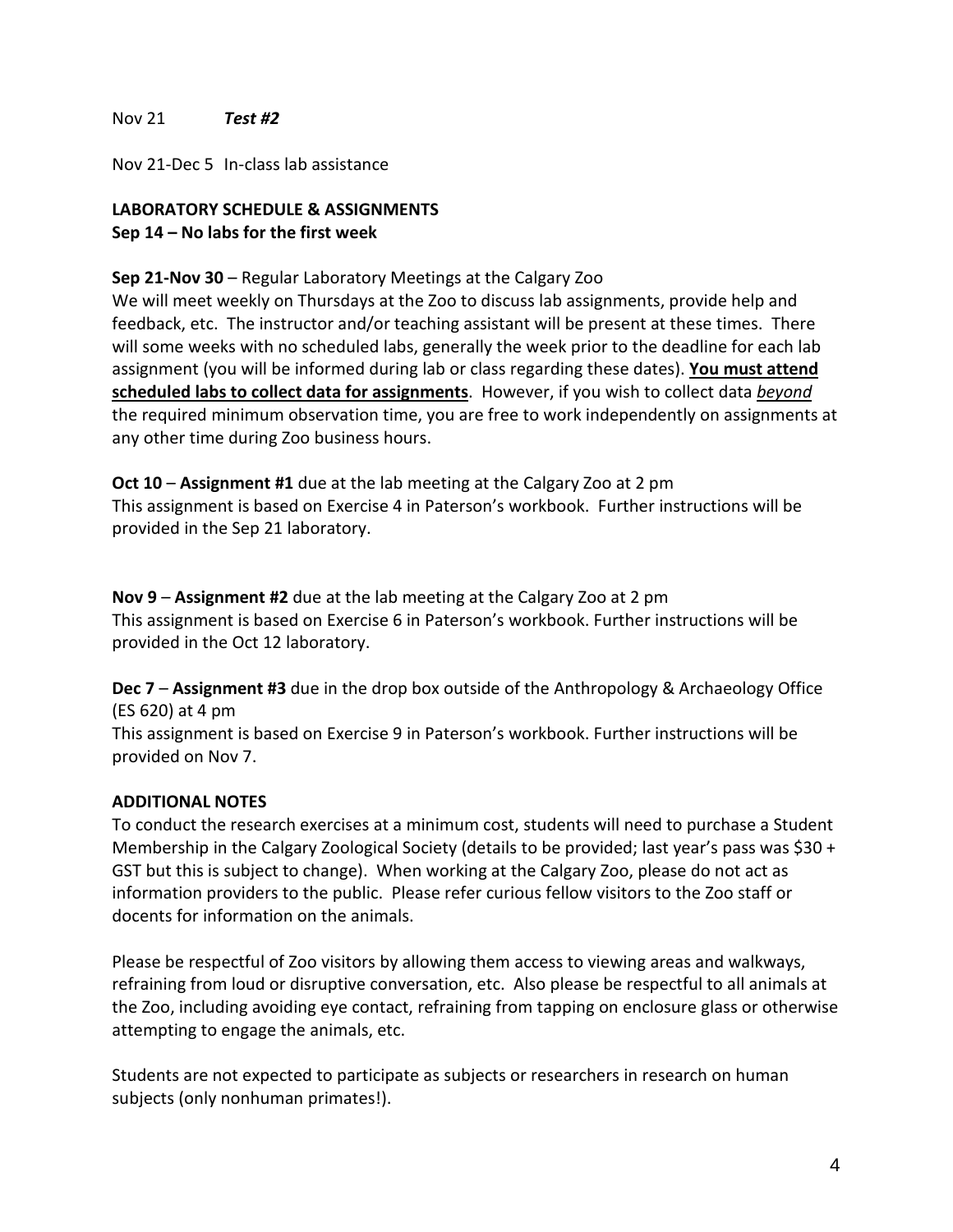Nov 21 ***Test #2***

Nov 21-Dec 5 In-class lab assistance

**LABORATORY SCHEDULE & ASSIGNMENTS**
**Sep 14 – No labs for the first week**

**Sep 21-Nov 30** – Regular Laboratory Meetings at the Calgary Zoo
We will meet weekly on Thursdays at the Zoo to discuss lab assignments, provide help and feedback, etc. The instructor and/or teaching assistant will be present at these times. There will some weeks with no scheduled labs, generally the week prior to the deadline for each lab assignment (you will be informed during lab or class regarding these dates). <u>**You must attend scheduled labs to collect data for assignments**</u>. However, if you wish to collect data <u>*beyond*</u> the required minimum observation time, you are free to work independently on assignments at any other time during Zoo business hours.

**Oct 10** – **Assignment #1** due at the lab meeting at the Calgary Zoo at 2 pm
This assignment is based on Exercise 4 in Paterson's workbook. Further instructions will be provided in the Sep 21 laboratory.

**Nov 9** – **Assignment #2** due at the lab meeting at the Calgary Zoo at 2 pm
This assignment is based on Exercise 6 in Paterson's workbook. Further instructions will be provided in the Oct 12 laboratory.

**Dec 7** – **Assignment #3** due in the drop box outside of the Anthropology & Archaeology Office (ES 620) at 4 pm
This assignment is based on Exercise 9 in Paterson's workbook. Further instructions will be provided on Nov 7.

**ADDITIONAL NOTES**
To conduct the research exercises at a minimum cost, students will need to purchase a Student Membership in the Calgary Zoological Society (details to be provided; last year's pass was $30 + GST but this is subject to change). When working at the Calgary Zoo, please do not act as information providers to the public. Please refer curious fellow visitors to the Zoo staff or docents for information on the animals.

Please be respectful of Zoo visitors by allowing them access to viewing areas and walkways, refraining from loud or disruptive conversation, etc. Also please be respectful to all animals at the Zoo, including avoiding eye contact, refraining from tapping on enclosure glass or otherwise attempting to engage the animals, etc.

Students are not expected to participate as subjects or researchers in research on human subjects (only nonhuman primates!).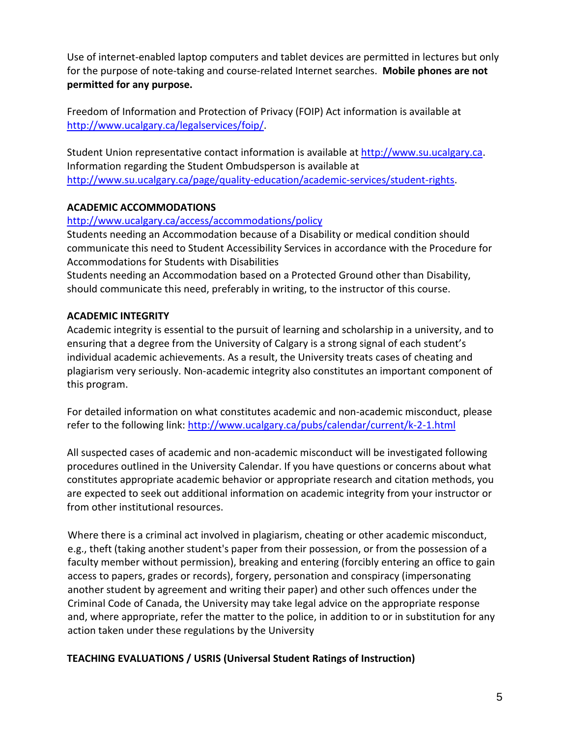Use of internet-enabled laptop computers and tablet devices are permitted in lectures but only for the purpose of note-taking and course-related Internet searches. **Mobile phones are not permitted for any purpose.**

Freedom of Information and Protection of Privacy (FOIP) Act information is available at http://www.ucalgary.ca/legalservices/foip/.

Student Union representative contact information is available at http://www.su.ucalgary.ca. Information regarding the Student Ombudsperson is available at http://www.su.ucalgary.ca/page/quality-education/academic-services/student-rights.

**ACADEMIC ACCOMMODATIONS**

http://www.ucalgary.ca/access/accommodations/policy

Students needing an Accommodation because of a Disability or medical condition should communicate this need to Student Accessibility Services in accordance with the Procedure for Accommodations for Students with Disabilities

Students needing an Accommodation based on a Protected Ground other than Disability, should communicate this need, preferably in writing, to the instructor of this course.

**ACADEMIC INTEGRITY**

Academic integrity is essential to the pursuit of learning and scholarship in a university, and to ensuring that a degree from the University of Calgary is a strong signal of each student's individual academic achievements. As a result, the University treats cases of cheating and plagiarism very seriously. Non-academic integrity also constitutes an important component of this program.

For detailed information on what constitutes academic and non-academic misconduct, please refer to the following link: http://www.ucalgary.ca/pubs/calendar/current/k-2-1.html

All suspected cases of academic and non-academic misconduct will be investigated following procedures outlined in the University Calendar. If you have questions or concerns about what constitutes appropriate academic behavior or appropriate research and citation methods, you are expected to seek out additional information on academic integrity from your instructor or from other institutional resources.

Where there is a criminal act involved in plagiarism, cheating or other academic misconduct, e.g., theft (taking another student's paper from their possession, or from the possession of a faculty member without permission), breaking and entering (forcibly entering an office to gain access to papers, grades or records), forgery, personation and conspiracy (impersonating another student by agreement and writing their paper) and other such offences under the Criminal Code of Canada, the University may take legal advice on the appropriate response and, where appropriate, refer the matter to the police, in addition to or in substitution for any action taken under these regulations by the University

**TEACHING EVALUATIONS / USRIS (Universal Student Ratings of Instruction)**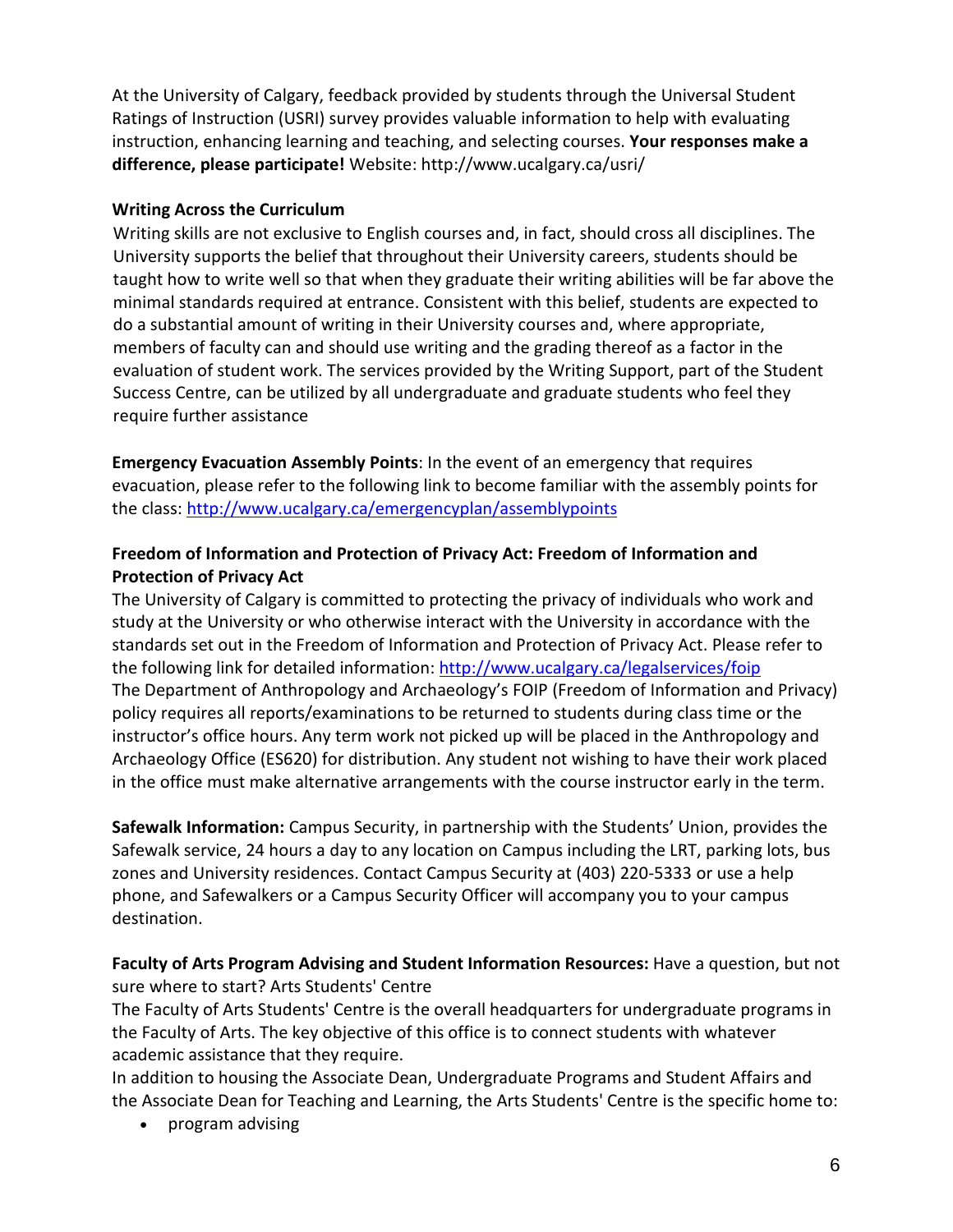At the University of Calgary, feedback provided by students through the Universal Student Ratings of Instruction (USRI) survey provides valuable information to help with evaluating instruction, enhancing learning and teaching, and selecting courses. **Your responses make a difference, please participate!** Website: http://www.ucalgary.ca/usri/

**Writing Across the Curriculum**

Writing skills are not exclusive to English courses and, in fact, should cross all disciplines. The University supports the belief that throughout their University careers, students should be taught how to write well so that when they graduate their writing abilities will be far above the minimal standards required at entrance. Consistent with this belief, students are expected to do a substantial amount of writing in their University courses and, where appropriate, members of faculty can and should use writing and the grading thereof as a factor in the evaluation of student work. The services provided by the Writing Support, part of the Student Success Centre, can be utilized by all undergraduate and graduate students who feel they require further assistance

**Emergency Evacuation Assembly Points**: In the event of an emergency that requires evacuation, please refer to the following link to become familiar with the assembly points for the class: http://www.ucalgary.ca/emergencyplan/assemblypoints

**Freedom of Information and Protection of Privacy Act: Freedom of Information and Protection of Privacy Act**

The University of Calgary is committed to protecting the privacy of individuals who work and study at the University or who otherwise interact with the University in accordance with the standards set out in the Freedom of Information and Protection of Privacy Act. Please refer to the following link for detailed information: http://www.ucalgary.ca/legalservices/foip

The Department of Anthropology and Archaeology's FOIP (Freedom of Information and Privacy) policy requires all reports/examinations to be returned to students during class time or the instructor's office hours. Any term work not picked up will be placed in the Anthropology and Archaeology Office (ES620) for distribution. Any student not wishing to have their work placed in the office must make alternative arrangements with the course instructor early in the term.

**Safewalk Information:** Campus Security, in partnership with the Students' Union, provides the Safewalk service, 24 hours a day to any location on Campus including the LRT, parking lots, bus zones and University residences. Contact Campus Security at (403) 220-5333 or use a help phone, and Safewalkers or a Campus Security Officer will accompany you to your campus destination.

**Faculty of Arts Program Advising and Student Information Resources:** Have a question, but not sure where to start? Arts Students' Centre

The Faculty of Arts Students' Centre is the overall headquarters for undergraduate programs in the Faculty of Arts. The key objective of this office is to connect students with whatever academic assistance that they require.

In addition to housing the Associate Dean, Undergraduate Programs and Student Affairs and the Associate Dean for Teaching and Learning, the Arts Students' Centre is the specific home to:

- program advising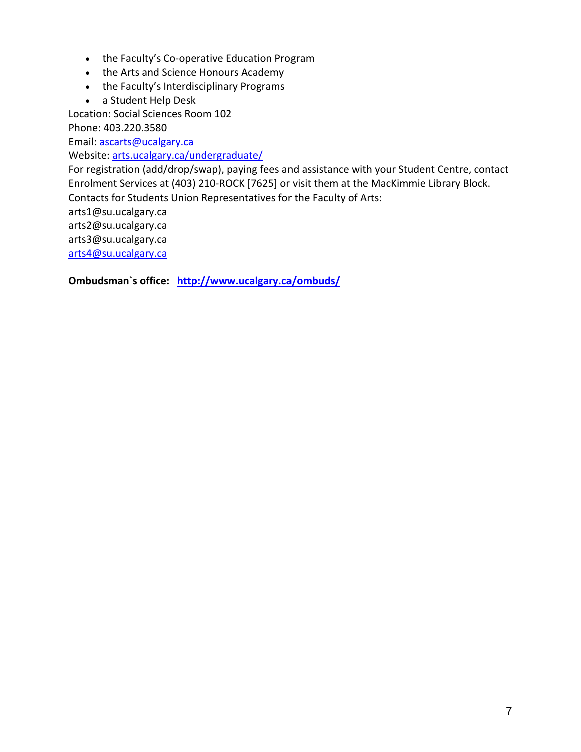- the Faculty's Co-operative Education Program
- the Arts and Science Honours Academy
- the Faculty's Interdisciplinary Programs
- a Student Help Desk

Location: Social Sciences Room 102
Phone: 403.220.3580
Email: ascarts@ucalgary.ca
Website: arts.ucalgary.ca/undergraduate/
For registration (add/drop/swap), paying fees and assistance with your Student Centre, contact Enrolment Services at (403) 210-ROCK [7625] or visit them at the MacKimmie Library Block.
Contacts for Students Union Representatives for the Faculty of Arts:
arts1@su.ucalgary.ca
arts2@su.ucalgary.ca
arts3@su.ucalgary.ca
arts4@su.ucalgary.ca

**Ombudsman`s office: http://www.ucalgary.ca/ombuds/**